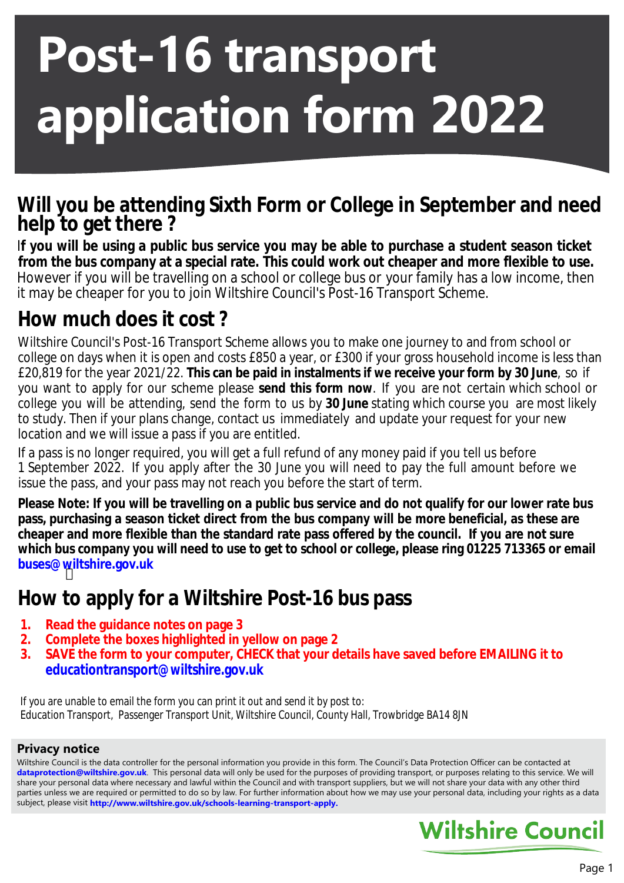# Post-16 transport application form 2022

## Will you be attending Sixth Form or College in September and need help to get there ?

**If you will be using a public bus service you may be able to purchase a student season ticket from the bus company at a special rate. This could work out cheaper and more flexible to use.** However if you will be travelling on a school or college bus or your family has a low income, then it may be cheaper for you to join Wiltshire Council's Post-16 Transport Scheme.

## How much does it cost ?

Wiltshire Council's Post-16 Transport Scheme allows you to make one journey to and from school or college on days when it is open and costs £850 a year, or £300 if your gross household income is less than £20,819 for the year 2021/22. **This can be paid in instalments if we receive your form by 30 June**, so if you want to apply for our scheme please **send this form now**. If you are not certain which school or college you will be attending, send the form to us by **30 June** stating which course you are most likely to study. Then if your plans change, contact us immediately and update your request for your new location and we will issue a pass if you are entitled.

If a pass is no longer required, you will get a full refund of any money paid if you tell us before 1 September 2022. If you apply after the 30 June you will need to pay the full amount before we issue the pass, and your pass may not reach you before the start of term.

**Please Note: If you will be travelling on a public bus service and do not qualify for our lower rate bus pass, purchasing a season ticket direct from the bus company will be more beneficial, as these are cheaper and more flexible than the standard rate pass offered by the council. If you are not sure which bus company you will need to use to get to school or college, please ring 01225 713365 or email buses@wiltshire.gov.uk**

## How to apply for a Wiltshire Post-16 bus pass

1. **Read the guidance notes on page 3**
2. **Complete the boxes highlighted in yellow on page 2**
3. **SAVE the form to your computer, CHECK that your details have saved before EMAILING it to educationtransport@wiltshire.gov.uk**

If you are unable to email the form you can print it out and send it by post to:
Education Transport, Passenger Transport Unit, Wiltshire Council, County Hall, Trowbridge BA14 8JN

### Privacy notice

Wiltshire Council is the data controller for the personal information you provide in this form. The Council's Data Protection Officer can be contacted at **dataprotection@wiltshire.gov.uk**. This personal data will only be used for the purposes of providing transport, or purposes relating to this service. We will share your personal data where necessary and lawful within the Council and with transport suppliers, but we will not share your data with any other third parties unless we are required or permitted to do so by law. For further information about how we may use your personal data, including your rights as a data subject, please visit **http://www.wiltshire.gov.uk/schools-learning-transport-apply.**

Wiltshire Council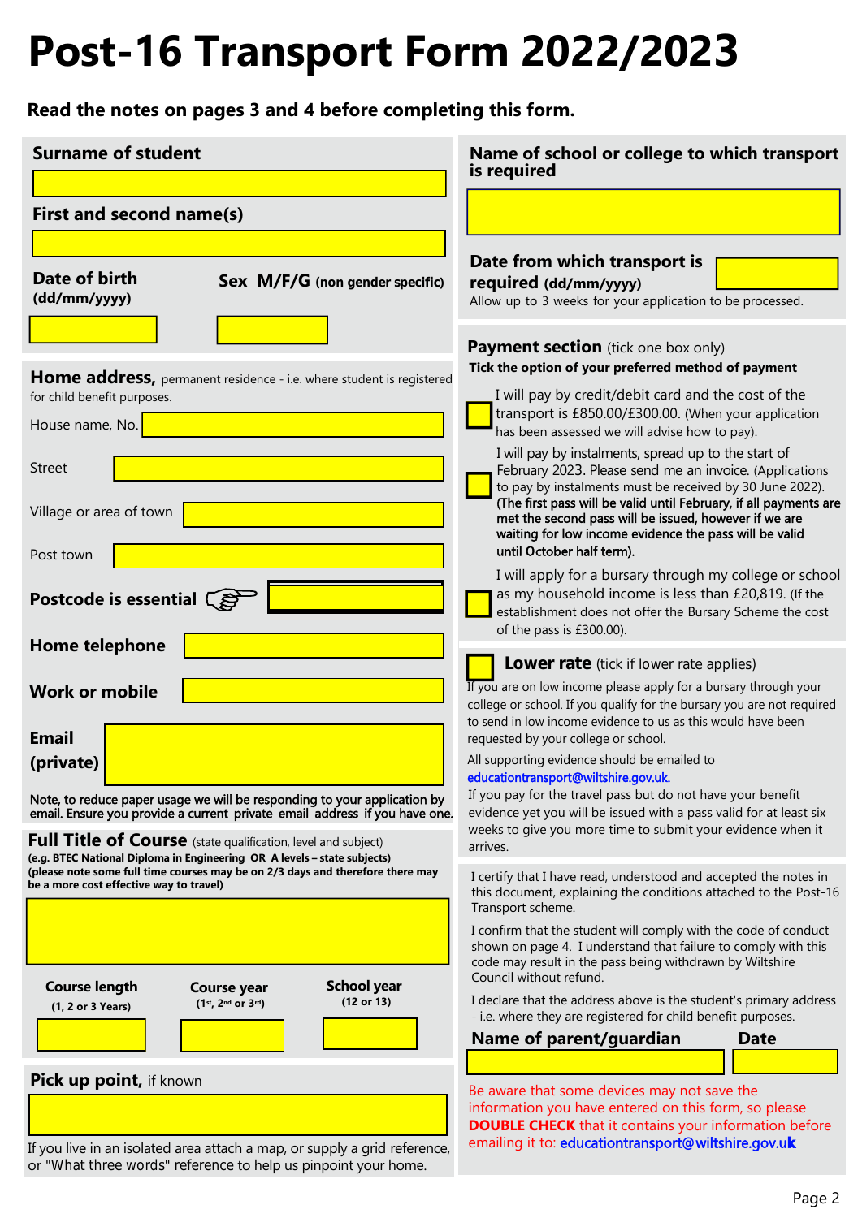# Post-16 Transport Form 2022/2023

**Read the notes on pages 3 and 4 before completing this form.**

**Surname of student**

**First and second name(s)**

**Date of birth (dd/mm/yyyy)**

**Sex M/F/G (non gender specific)**

**Home address,** permanent residence - i.e. where student is registered for child benefit purposes.

House name, No.

Street

Village or area of town

Post town

**Postcode is essential** ☞

**Home telephone**

**Work or mobile**

**Email (private)**

**Note, to reduce paper usage we will be responding to your application by email. Ensure you provide a current private email address if you have one.**

**Full Title of Course** (state qualification, level and subject)
**(e.g. BTEC National Diploma in Engineering OR A levels – state subjects)**
**(please note some full time courses may be on 2/3 days and therefore there may be a more cost effective way to travel)**

| **Course length** (1, 2 or 3 Years) | **Course year** (1st, 2nd or 3rd) | **School year** (12 or 13) |
|---|---|---|
| | | |

**Pick up point,** if known

If you live in an isolated area attach a map, or supply a grid reference, or "What three words" reference to help us pinpoint your home.

**Name of school or college to which transport is required**

**Date from which transport is required (dd/mm/yyyy)**
Allow up to 3 weeks for your application to be processed.

**Payment section** (tick one box only)
**Tick the option of your preferred method of payment**

- ☐ I will pay by credit/debit card and the cost of the transport is £850.00/£300.00. (When your application has been assessed we will advise how to pay).
- ☐ I will pay by instalments, spread up to the start of February 2023. Please send me an invoice. (Applications to pay by instalments must be received by 30 June 2022). **(The first pass will be valid until February, if all payments are met the second pass will be issued, however if we are waiting for low income evidence the pass will be valid until October half term).**
- ☐ I will apply for a bursary through my college or school as my household income is less than £20,819. (If the establishment does not offer the Bursary Scheme the cost of the pass is £300.00).

☐ **Lower rate** (tick if lower rate applies)
If you are on low income please apply for a bursary through your college or school. If you qualify for the bursary you are not required to send in low income evidence to us as this would have been requested by your college or school.

All supporting evidence should be emailed to educationtransport@wiltshire.gov.uk.

If you pay for the travel pass but do not have your benefit evidence yet you will be issued with a pass valid for at least six weeks to give you more time to submit your evidence when it arrives.

I certify that I have read, understood and accepted the notes in this document, explaining the conditions attached to the Post-16 Transport scheme.

I confirm that the student will comply with the code of conduct shown on page 4. I understand that failure to comply with this code may result in the pass being withdrawn by Wiltshire Council without refund.

I declare that the address above is the student's primary address - i.e. where they are registered for child benefit purposes.

**Name of parent/guardian** **Date**

Be aware that some devices may not save the information you have entered on this form, so please **DOUBLE CHECK** that it contains your information before emailing it to: educationtransport@wiltshire.gov.uk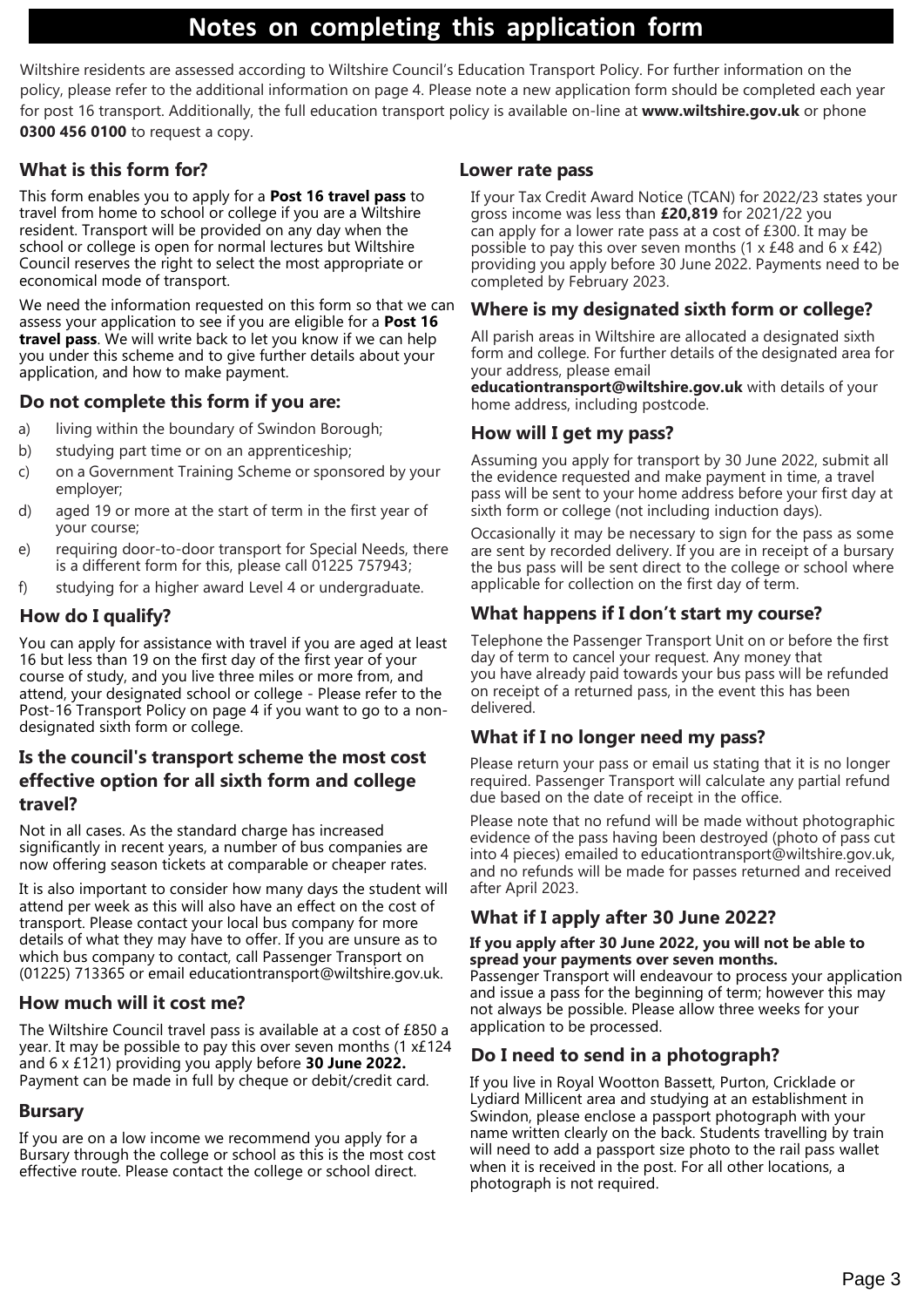# Notes on completing this application form

Wiltshire residents are assessed according to Wiltshire Council's Education Transport Policy. For further information on the policy, please refer to the additional information on page 4. Please note a new application form should be completed each year for post 16 transport. Additionally, the full education transport policy is available on-line at **www.wiltshire.gov.uk** or phone **0300 456 0100** to request a copy.

## What is this form for?

This form enables you to apply for a **Post 16 travel pass** to travel from home to school or college if you are a Wiltshire resident. Transport will be provided on any day when the school or college is open for normal lectures but Wiltshire Council reserves the right to select the most appropriate or economical mode of transport.

We need the information requested on this form so that we can assess your application to see if you are eligible for a **Post 16 travel pass**. We will write back to let you know if we can help you under this scheme and to give further details about your application, and how to make payment.

## Do not complete this form if you are:

a) living within the boundary of Swindon Borough;
b) studying part time or on an apprenticeship;
c) on a Government Training Scheme or sponsored by your employer;
d) aged 19 or more at the start of term in the first year of your course;
e) requiring door-to-door transport for Special Needs, there is a different form for this, please call 01225 757943;
f) studying for a higher award Level 4 or undergraduate.

## How do I qualify?

You can apply for assistance with travel if you are aged at least 16 but less than 19 on the first day of the first year of your course of study, and you live three miles or more from, and attend, your designated school or college - Please refer to the Post-16 Transport Policy on page 4 if you want to go to a non-designated sixth form or college.

## Is the council's transport scheme the most cost effective option for all sixth form and college travel?

Not in all cases. As the standard charge has increased significantly in recent years, a number of bus companies are now offering season tickets at comparable or cheaper rates.

It is also important to consider how many days the student will attend per week as this will also have an effect on the cost of transport. Please contact your local bus company for more details of what they may have to offer. If you are unsure as to which bus company to contact, call Passenger Transport on (01225) 713365 or email educationtransport@wiltshire.gov.uk.

## How much will it cost me?

The Wiltshire Council travel pass is available at a cost of £850 a year. It may be possible to pay this over seven months (1 x£124 and 6 x £121) providing you apply before **30 June 2022.** Payment can be made in full by cheque or debit/credit card.

## Bursary

If you are on a low income we recommend you apply for a Bursary through the college or school as this is the most cost effective route. Please contact the college or school direct.

## Lower rate pass

If your Tax Credit Award Notice (TCAN) for 2022/23 states your gross income was less than **£20,819** for 2021/22 you can apply for a lower rate pass at a cost of £300. It may be possible to pay this over seven months (1 x £48 and 6 x £42) providing you apply before 30 June 2022. Payments need to be completed by February 2023.

## Where is my designated sixth form or college?

All parish areas in Wiltshire are allocated a designated sixth form and college. For further details of the designated area for your address, please email **educationtransport@wiltshire.gov.uk** with details of your home address, including postcode.

## How will I get my pass?

Assuming you apply for transport by 30 June 2022, submit all the evidence requested and make payment in time, a travel pass will be sent to your home address before your first day at sixth form or college (not including induction days).

Occasionally it may be necessary to sign for the pass as some are sent by recorded delivery. If you are in receipt of a bursary the bus pass will be sent direct to the college or school where applicable for collection on the first day of term.

## What happens if I don't start my course?

Telephone the Passenger Transport Unit on or before the first day of term to cancel your request. Any money that you have already paid towards your bus pass will be refunded on receipt of a returned pass, in the event this has been delivered.

## What if I no longer need my pass?

Please return your pass or email us stating that it is no longer required. Passenger Transport will calculate any partial refund due based on the date of receipt in the office.

Please note that no refund will be made without photographic evidence of the pass having been destroyed (photo of pass cut into 4 pieces) emailed to educationtransport@wiltshire.gov.uk, and no refunds will be made for passes returned and received after April 2023.

## What if I apply after 30 June 2022?

**If you apply after 30 June 2022, you will not be able to spread your payments over seven months.**
Passenger Transport will endeavour to process your application and issue a pass for the beginning of term; however this may not always be possible. Please allow three weeks for your application to be processed.

## Do I need to send in a photograph?

If you live in Royal Wootton Bassett, Purton, Cricklade or Lydiard Millicent area and studying at an establishment in Swindon, please enclose a passport photograph with your name written clearly on the back. Students travelling by train will need to add a passport size photo to the rail pass wallet when it is received in the post. For all other locations, a photograph is not required.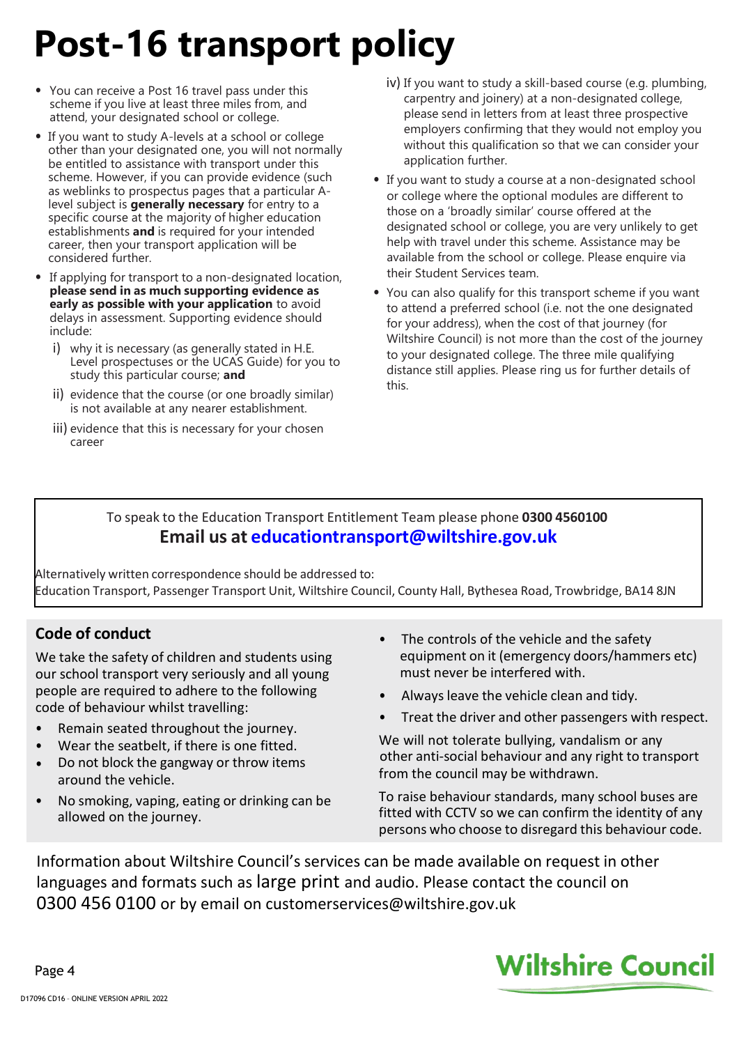# Post-16 transport policy

- You can receive a Post 16 travel pass under this scheme if you live at least three miles from, and attend, your designated school or college.
- If you want to study A-levels at a school or college other than your designated one, you will not normally be entitled to assistance with transport under this scheme. However, if you can provide evidence (such as weblinks to prospectus pages that a particular A-level subject is **generally necessary** for entry to a specific course at the majority of higher education establishments **and** is required for your intended career, then your transport application will be considered further.
- If applying for transport to a non-designated location, **please send in as much supporting evidence as early as possible with your application** to avoid delays in assessment. Supporting evidence should include:
  - i) why it is necessary (as generally stated in H.E. Level prospectuses or the UCAS Guide) for you to study this particular course; **and**
  - ii) evidence that the course (or one broadly similar) is not available at any nearer establishment.
  - iii) evidence that this is necessary for your chosen career
  - iv) If you want to study a skill-based course (e.g. plumbing, carpentry and joinery) at a non-designated college, please send in letters from at least three prospective employers confirming that they would not employ you without this qualification so that we can consider your application further.
- If you want to study a course at a non-designated school or college where the optional modules are different to those on a 'broadly similar' course offered at the designated school or college, you are very unlikely to get help with travel under this scheme. Assistance may be available from the school or college. Please enquire via their Student Services team.
- You can also qualify for this transport scheme if you want to attend a preferred school (i.e. not the one designated for your address), when the cost of that journey (for Wiltshire Council) is not more than the cost of the journey to your designated college. The three mile qualifying distance still applies. Please ring us for further details of this.

To speak to the Education Transport Entitlement Team please phone **0300 4560100**

**Email us at educationtransport@wiltshire.gov.uk**

Alternatively written correspondence should be addressed to:
Education Transport, Passenger Transport Unit, Wiltshire Council, County Hall, Bythesea Road, Trowbridge, BA14 8JN

## Code of conduct

We take the safety of children and students using our school transport very seriously and all young people are required to adhere to the following code of behaviour whilst travelling:

- Remain seated throughout the journey.
- Wear the seatbelt, if there is one fitted.
- Do not block the gangway or throw items around the vehicle.
- No smoking, vaping, eating or drinking can be allowed on the journey.
- The controls of the vehicle and the safety equipment on it (emergency doors/hammers etc) must never be interfered with.
- Always leave the vehicle clean and tidy.
- Treat the driver and other passengers with respect.

We will not tolerate bullying, vandalism or any other anti-social behaviour and any right to transport from the council may be withdrawn.

To raise behaviour standards, many school buses are fitted with CCTV so we can confirm the identity of any persons who choose to disregard this behaviour code.

Information about Wiltshire Council's services can be made available on request in other languages and formats such as large print and audio. Please contact the council on 0300 456 0100 or by email on customerservices@wiltshire.gov.uk

Wiltshire Council

D17096 CD16 - ONLINE VERSION APRIL 2022